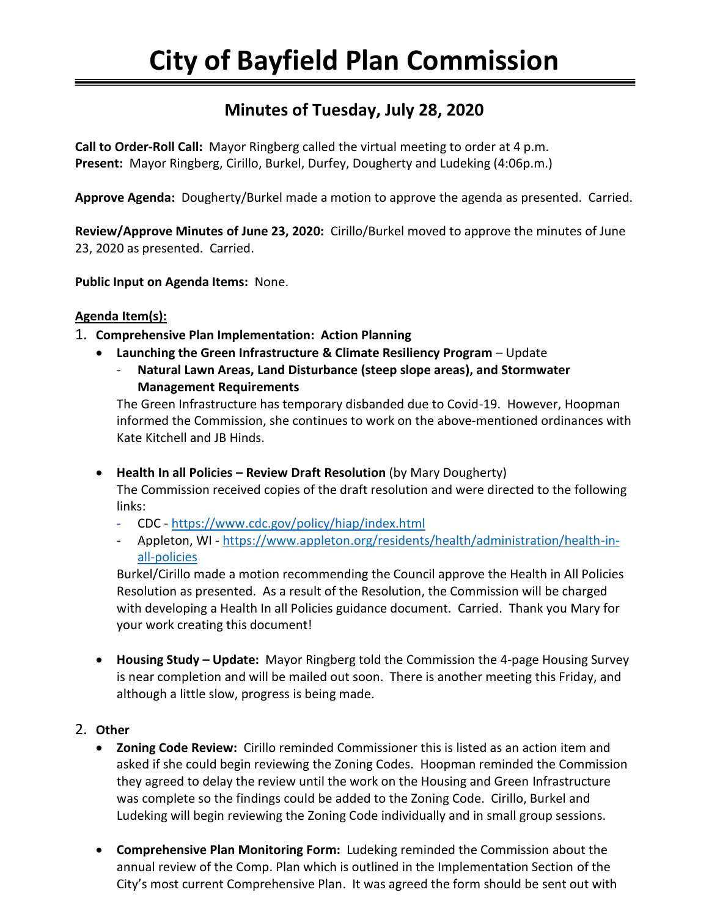# City of Bayfield Plan Commission

## Minutes of Tuesday, July 28, 2020

**Call to Order-Roll Call:** Mayor Ringberg called the virtual meeting to order at 4 p.m.
**Present:** Mayor Ringberg, Cirillo, Burkel, Durfey, Dougherty and Ludeking (4:06p.m.)

**Approve Agenda:** Dougherty/Burkel made a motion to approve the agenda as presented. Carried.

**Review/Approve Minutes of June 23, 2020:** Cirillo/Burkel moved to approve the minutes of June 23, 2020 as presented. Carried.

**Public Input on Agenda Items:** None.

**Agenda Item(s):**

1. **Comprehensive Plan Implementation: Action Planning**
   - **Launching the Green Infrastructure & Climate Resiliency Program** – Update
     - **Natural Lawn Areas, Land Disturbance (steep slope areas), and Stormwater Management Requirements**

     The Green Infrastructure has temporary disbanded due to Covid-19. However, Hoopman informed the Commission, she continues to work on the above-mentioned ordinances with Kate Kitchell and JB Hinds.

   - **Health In all Policies – Review Draft Resolution** (by Mary Dougherty)
     The Commission received copies of the draft resolution and were directed to the following links:
     - CDC - https://www.cdc.gov/policy/hiap/index.html
     - Appleton, WI - https://www.appleton.org/residents/health/administration/health-in-all-policies

     Burkel/Cirillo made a motion recommending the Council approve the Health in All Policies Resolution as presented. As a result of the Resolution, the Commission will be charged with developing a Health In all Policies guidance document. Carried. Thank you Mary for your work creating this document!

   - **Housing Study – Update:** Mayor Ringberg told the Commission the 4-page Housing Survey is near completion and will be mailed out soon. There is another meeting this Friday, and although a little slow, progress is being made.

2. **Other**
   - **Zoning Code Review:** Cirillo reminded Commissioner this is listed as an action item and asked if she could begin reviewing the Zoning Codes. Hoopman reminded the Commission they agreed to delay the review until the work on the Housing and Green Infrastructure was complete so the findings could be added to the Zoning Code. Cirillo, Burkel and Ludeking will begin reviewing the Zoning Code individually and in small group sessions.

   - **Comprehensive Plan Monitoring Form:** Ludeking reminded the Commission about the annual review of the Comp. Plan which is outlined in the Implementation Section of the City's most current Comprehensive Plan. It was agreed the form should be sent out with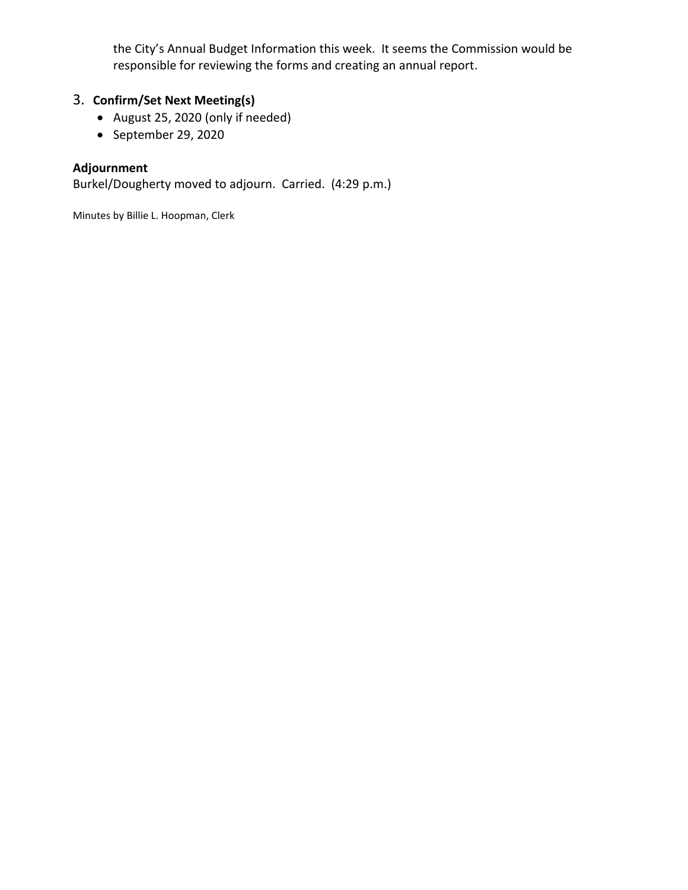the City's Annual Budget Information this week. It seems the Commission would be responsible for reviewing the forms and creating an annual report.

3. **Confirm/Set Next Meeting(s)**
   - August 25, 2020 (only if needed)
   - September 29, 2020

**Adjournment**

Burkel/Dougherty moved to adjourn. Carried. (4:29 p.m.)

Minutes by Billie L. Hoopman, Clerk